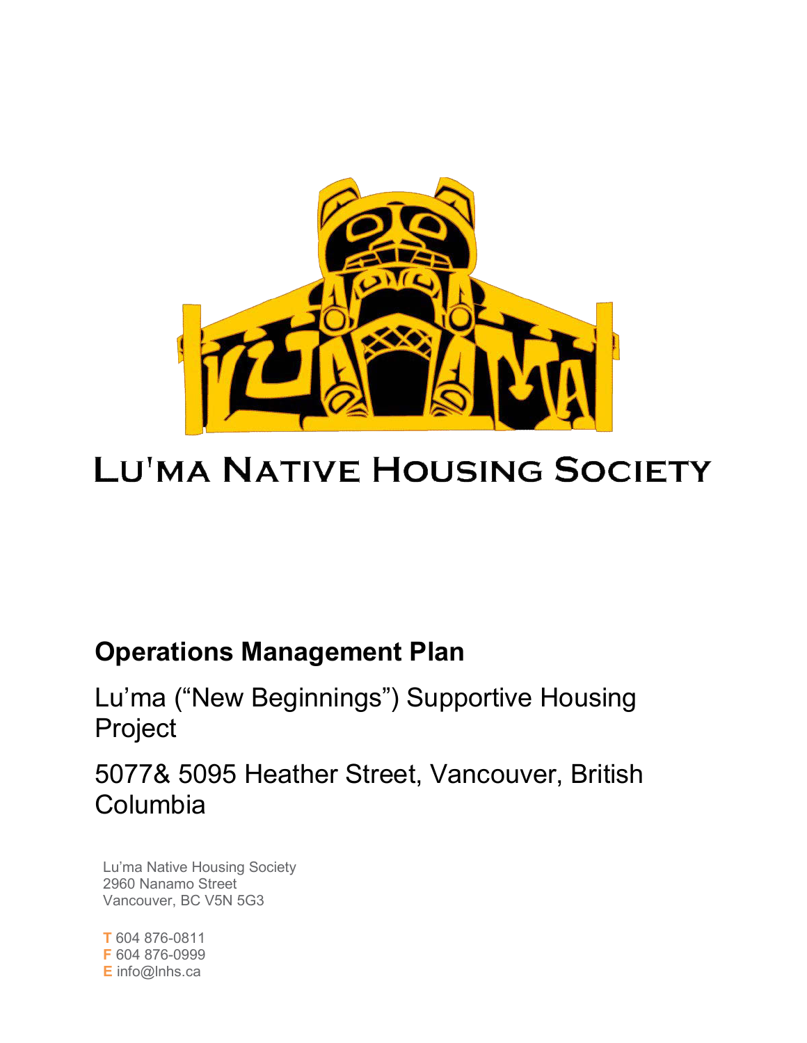# LU'MA NATIVE HOUSING SOCIETY

## Operations Management Plan

Lu'ma ("New Beginnings") Supportive Housing Project

5077& 5095 Heather Street, Vancouver, British Columbia

Lu'ma Native Housing Society
2960 Nanamo Street
Vancouver, BC V5N 5G3

T 604 876-0811
F 604 876-0999
E info@lnhs.ca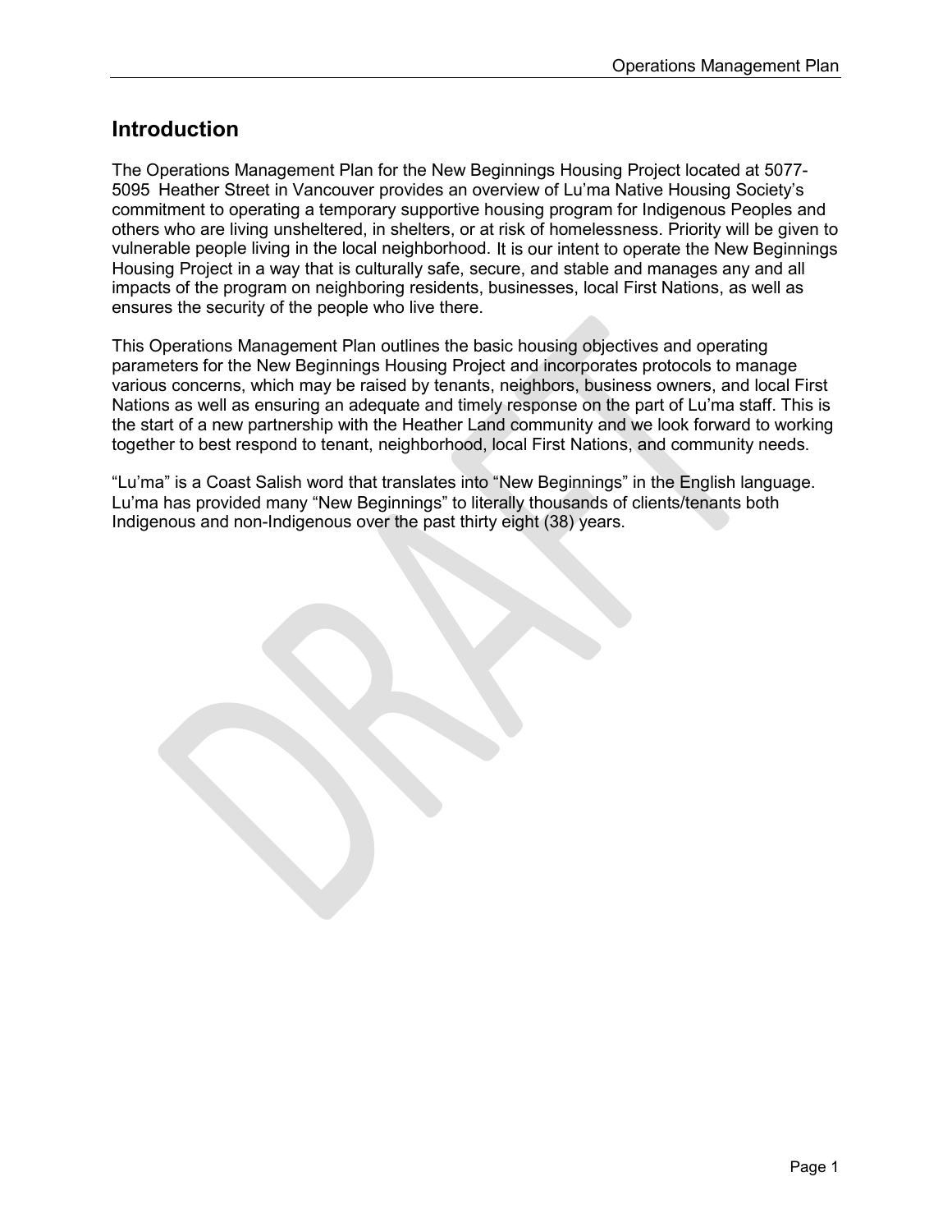## Introduction

The Operations Management Plan for the New Beginnings Housing Project located at 5077-5095 Heather Street in Vancouver provides an overview of Lu'ma Native Housing Society's commitment to operating a temporary supportive housing program for Indigenous Peoples and others who are living unsheltered, in shelters, or at risk of homelessness. Priority will be given to vulnerable people living in the local neighborhood. It is our intent to operate the New Beginnings Housing Project in a way that is culturally safe, secure, and stable and manages any and all impacts of the program on neighboring residents, businesses, local First Nations, as well as ensures the security of the people who live there.

This Operations Management Plan outlines the basic housing objectives and operating parameters for the New Beginnings Housing Project and incorporates protocols to manage various concerns, which may be raised by tenants, neighbors, business owners, and local First Nations as well as ensuring an adequate and timely response on the part of Lu'ma staff. This is the start of a new partnership with the Heather Land community and we look forward to working together to best respond to tenant, neighborhood, local First Nations, and community needs.

"Lu'ma" is a Coast Salish word that translates into "New Beginnings" in the English language. Lu'ma has provided many "New Beginnings" to literally thousands of clients/tenants both Indigenous and non-Indigenous over the past thirty eight (38) years.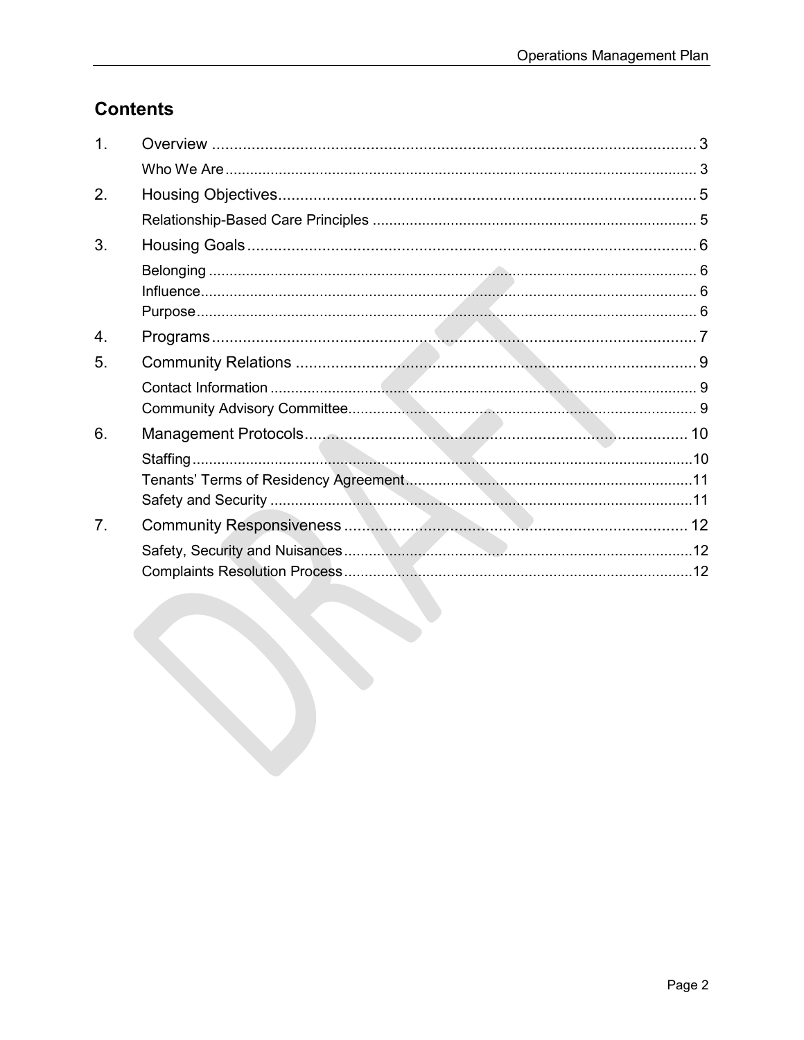## Contents

1. Overview ........................................................................................................ 3
   - Who We Are ................................................................................................ 3
2. Housing Objectives........................................................................................ 5
   - Relationship-Based Care Principles ............................................................ 5
3. Housing Goals ............................................................................................... 6
   - Belonging ..................................................................................................... 6
   - Influence....................................................................................................... 6
   - Purpose........................................................................................................ 6
4. Programs ........................................................................................................ 7
5. Community Relations ..................................................................................... 9
   - Contact Information ..................................................................................... 9
   - Community Advisory Committee.................................................................. 9
6. Management Protocols................................................................................. 10
   - Staffing ........................................................................................................10
   - Tenants' Terms of Residency Agreement....................................................11
   - Safety and Security .....................................................................................11
7. Community Responsiveness ....................................................................... 12
   - Safety, Security and Nuisances...................................................................12
   - Complaints Resolution Process...................................................................12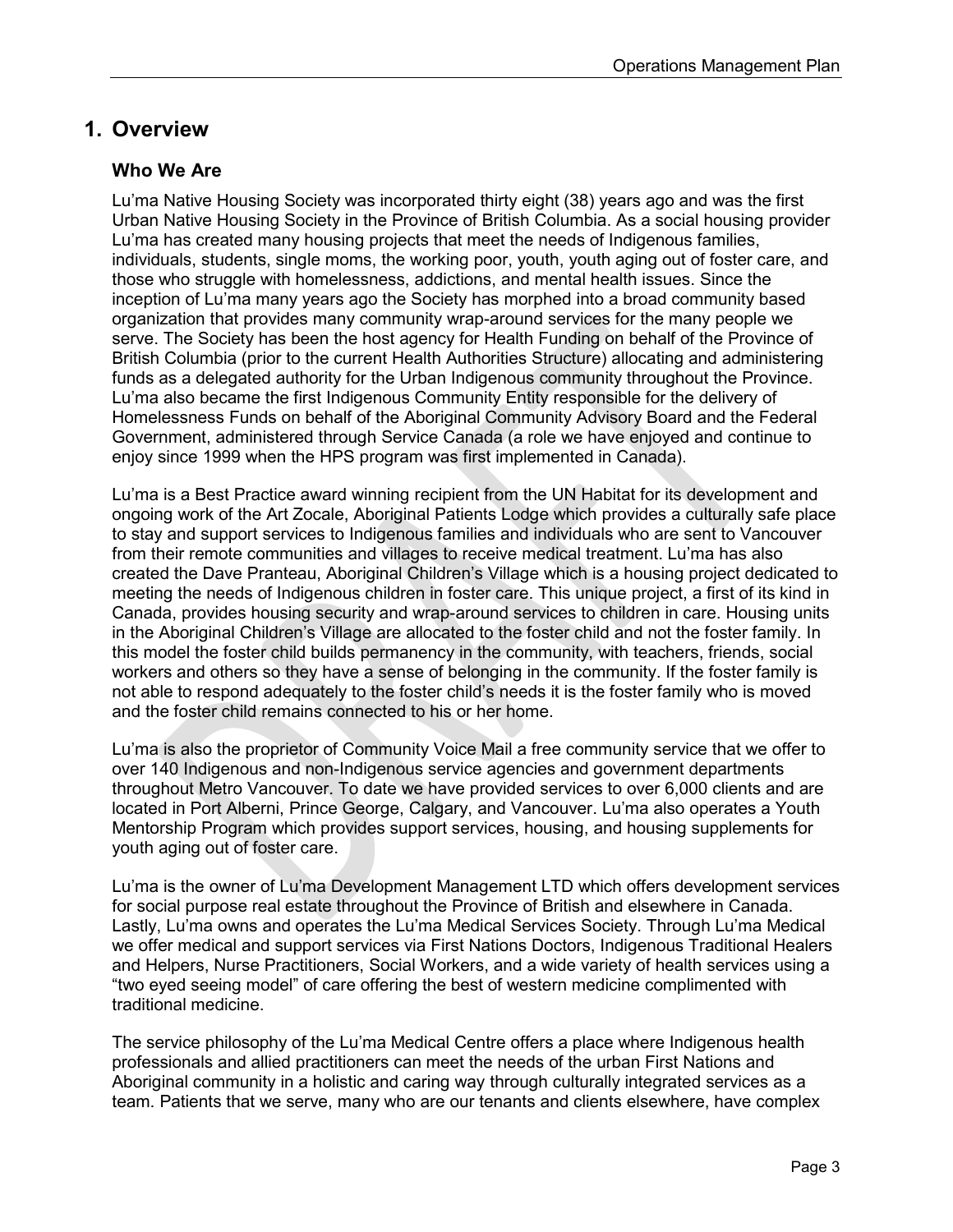# 1. Overview

## Who We Are

Lu'ma Native Housing Society was incorporated thirty eight (38) years ago and was the first Urban Native Housing Society in the Province of British Columbia. As a social housing provider Lu'ma has created many housing projects that meet the needs of Indigenous families, individuals, students, single moms, the working poor, youth, youth aging out of foster care, and those who struggle with homelessness, addictions, and mental health issues. Since the inception of Lu'ma many years ago the Society has morphed into a broad community based organization that provides many community wrap-around services for the many people we serve. The Society has been the host agency for Health Funding on behalf of the Province of British Columbia (prior to the current Health Authorities Structure) allocating and administering funds as a delegated authority for the Urban Indigenous community throughout the Province. Lu'ma also became the first Indigenous Community Entity responsible for the delivery of Homelessness Funds on behalf of the Aboriginal Community Advisory Board and the Federal Government, administered through Service Canada (a role we have enjoyed and continue to enjoy since 1999 when the HPS program was first implemented in Canada).

Lu'ma is a Best Practice award winning recipient from the UN Habitat for its development and ongoing work of the Art Zocale, Aboriginal Patients Lodge which provides a culturally safe place to stay and support services to Indigenous families and individuals who are sent to Vancouver from their remote communities and villages to receive medical treatment. Lu'ma has also created the Dave Pranteau, Aboriginal Children's Village which is a housing project dedicated to meeting the needs of Indigenous children in foster care. This unique project, a first of its kind in Canada, provides housing security and wrap-around services to children in care. Housing units in the Aboriginal Children's Village are allocated to the foster child and not the foster family. In this model the foster child builds permanency in the community, with teachers, friends, social workers and others so they have a sense of belonging in the community. If the foster family is not able to respond adequately to the foster child's needs it is the foster family who is moved and the foster child remains connected to his or her home.

Lu'ma is also the proprietor of Community Voice Mail a free community service that we offer to over 140 Indigenous and non-Indigenous service agencies and government departments throughout Metro Vancouver. To date we have provided services to over 6,000 clients and are located in Port Alberni, Prince George, Calgary, and Vancouver. Lu'ma also operates a Youth Mentorship Program which provides support services, housing, and housing supplements for youth aging out of foster care.

Lu'ma is the owner of Lu'ma Development Management LTD which offers development services for social purpose real estate throughout the Province of British and elsewhere in Canada. Lastly, Lu'ma owns and operates the Lu'ma Medical Services Society. Through Lu'ma Medical we offer medical and support services via First Nations Doctors, Indigenous Traditional Healers and Helpers, Nurse Practitioners, Social Workers, and a wide variety of health services using a "two eyed seeing model" of care offering the best of western medicine complimented with traditional medicine.

The service philosophy of the Lu'ma Medical Centre offers a place where Indigenous health professionals and allied practitioners can meet the needs of the urban First Nations and Aboriginal community in a holistic and caring way through culturally integrated services as a team. Patients that we serve, many who are our tenants and clients elsewhere, have complex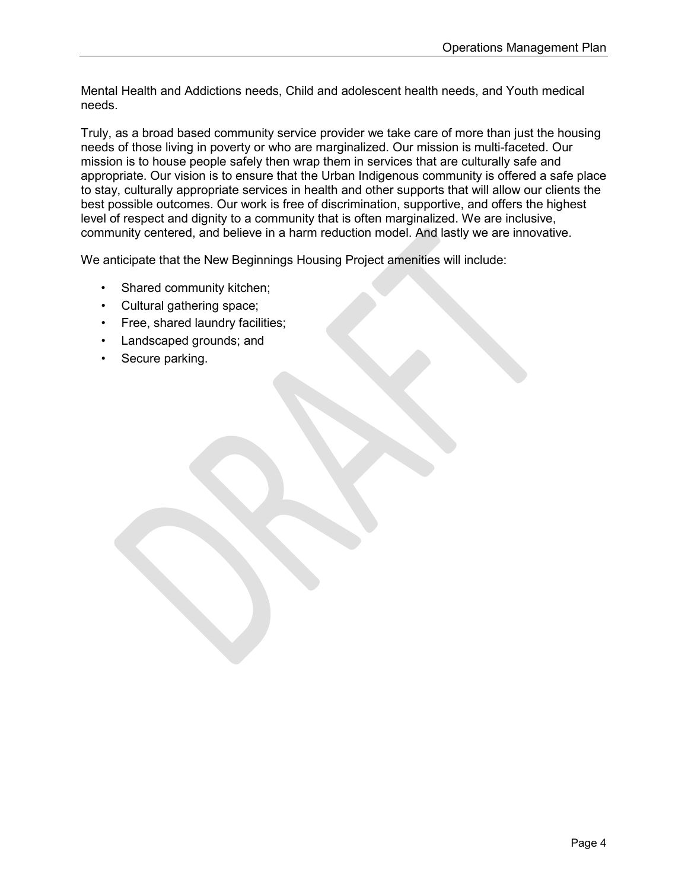Mental Health and Addictions needs, Child and adolescent health needs, and Youth medical needs.

Truly, as a broad based community service provider we take care of more than just the housing needs of those living in poverty or who are marginalized. Our mission is multi-faceted. Our mission is to house people safely then wrap them in services that are culturally safe and appropriate. Our vision is to ensure that the Urban Indigenous community is offered a safe place to stay, culturally appropriate services in health and other supports that will allow our clients the best possible outcomes. Our work is free of discrimination, supportive, and offers the highest level of respect and dignity to a community that is often marginalized. We are inclusive, community centered, and believe in a harm reduction model. And lastly we are innovative.

We anticipate that the New Beginnings Housing Project amenities will include:

- Shared community kitchen;
- Cultural gathering space;
- Free, shared laundry facilities;
- Landscaped grounds; and
- Secure parking.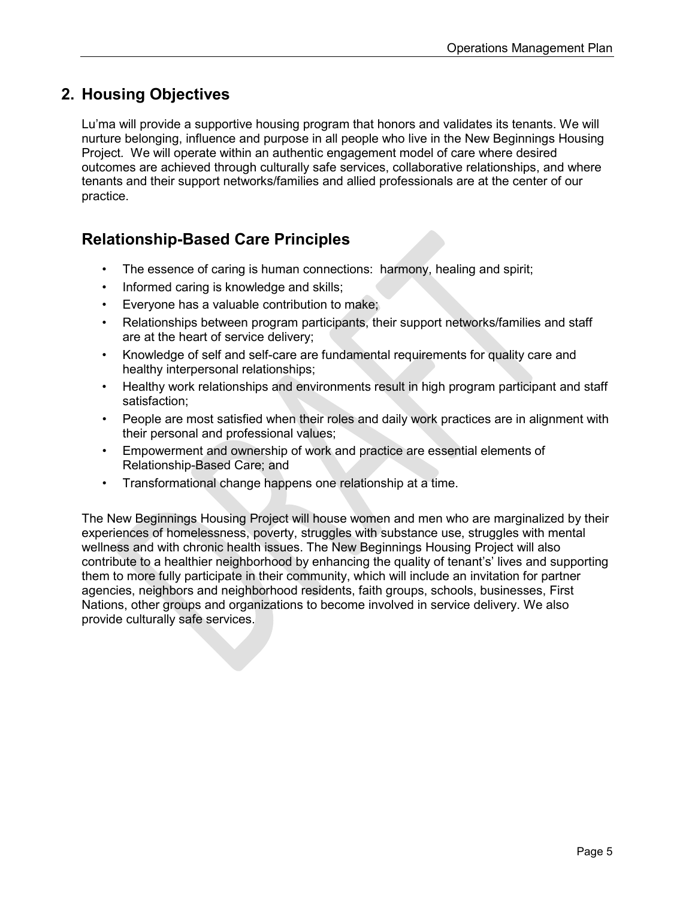## 2. Housing Objectives

Lu'ma will provide a supportive housing program that honors and validates its tenants. We will nurture belonging, influence and purpose in all people who live in the New Beginnings Housing Project. We will operate within an authentic engagement model of care where desired outcomes are achieved through culturally safe services, collaborative relationships, and where tenants and their support networks/families and allied professionals are at the center of our practice.

### Relationship-Based Care Principles

- The essence of caring is human connections: harmony, healing and spirit;
- Informed caring is knowledge and skills;
- Everyone has a valuable contribution to make;
- Relationships between program participants, their support networks/families and staff are at the heart of service delivery;
- Knowledge of self and self-care are fundamental requirements for quality care and healthy interpersonal relationships;
- Healthy work relationships and environments result in high program participant and staff satisfaction;
- People are most satisfied when their roles and daily work practices are in alignment with their personal and professional values;
- Empowerment and ownership of work and practice are essential elements of Relationship-Based Care; and
- Transformational change happens one relationship at a time.

The New Beginnings Housing Project will house women and men who are marginalized by their experiences of homelessness, poverty, struggles with substance use, struggles with mental wellness and with chronic health issues. The New Beginnings Housing Project will also contribute to a healthier neighborhood by enhancing the quality of tenant's' lives and supporting them to more fully participate in their community, which will include an invitation for partner agencies, neighbors and neighborhood residents, faith groups, schools, businesses, First Nations, other groups and organizations to become involved in service delivery. We also provide culturally safe services.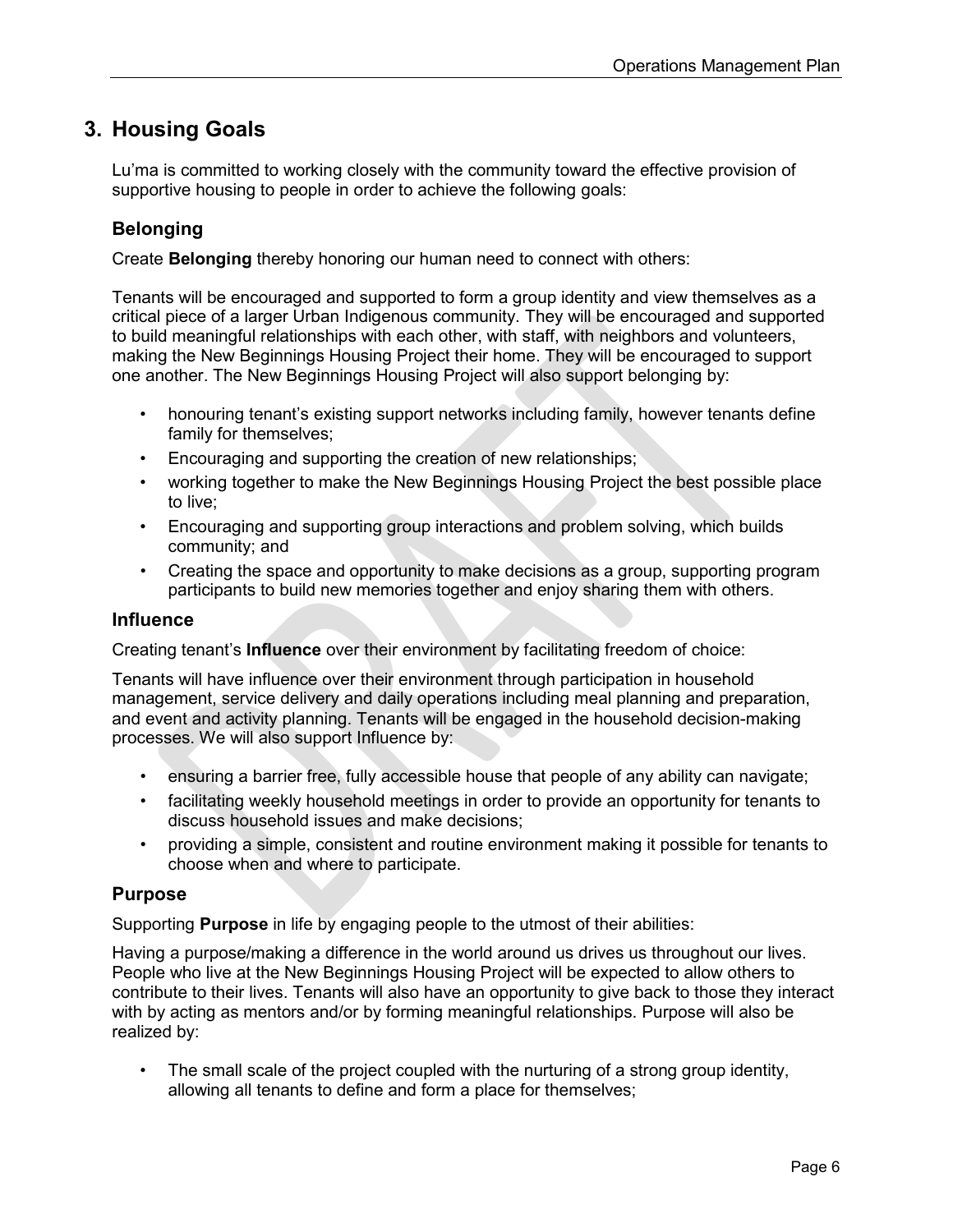## 3. Housing Goals

Lu'ma is committed to working closely with the community toward the effective provision of supportive housing to people in order to achieve the following goals:

### Belonging

Create **Belonging** thereby honoring our human need to connect with others:

Tenants will be encouraged and supported to form a group identity and view themselves as a critical piece of a larger Urban Indigenous community. They will be encouraged and supported to build meaningful relationships with each other, with staff, with neighbors and volunteers, making the New Beginnings Housing Project their home. They will be encouraged to support one another. The New Beginnings Housing Project will also support belonging by:

- honouring tenant's existing support networks including family, however tenants define family for themselves;
- Encouraging and supporting the creation of new relationships;
- working together to make the New Beginnings Housing Project the best possible place to live;
- Encouraging and supporting group interactions and problem solving, which builds community; and
- Creating the space and opportunity to make decisions as a group, supporting program participants to build new memories together and enjoy sharing them with others.

### Influence

Creating tenant's **Influence** over their environment by facilitating freedom of choice:

Tenants will have influence over their environment through participation in household management, service delivery and daily operations including meal planning and preparation, and event and activity planning. Tenants will be engaged in the household decision-making processes. We will also support Influence by:

- ensuring a barrier free, fully accessible house that people of any ability can navigate;
- facilitating weekly household meetings in order to provide an opportunity for tenants to discuss household issues and make decisions;
- providing a simple, consistent and routine environment making it possible for tenants to choose when and where to participate.

### Purpose

Supporting **Purpose** in life by engaging people to the utmost of their abilities:

Having a purpose/making a difference in the world around us drives us throughout our lives. People who live at the New Beginnings Housing Project will be expected to allow others to contribute to their lives. Tenants will also have an opportunity to give back to those they interact with by acting as mentors and/or by forming meaningful relationships. Purpose will also be realized by:

- The small scale of the project coupled with the nurturing of a strong group identity, allowing all tenants to define and form a place for themselves;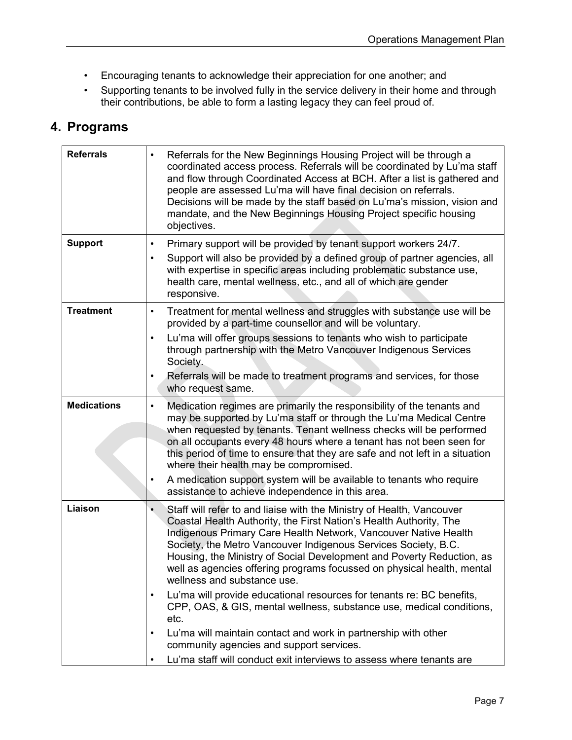- Encouraging tenants to acknowledge their appreciation for one another; and
- Supporting tenants to be involved fully in the service delivery in their home and through their contributions, be able to form a lasting legacy they can feel proud of.

## 4. Programs

| | |
|---|---|
| **Referrals** | • Referrals for the New Beginnings Housing Project will be through a coordinated access process. Referrals will be coordinated by Lu'ma staff and flow through Coordinated Access at BCH. After a list is gathered and people are assessed Lu'ma will have final decision on referrals. Decisions will be made by the staff based on Lu'ma's mission, vision and mandate, and the New Beginnings Housing Project specific housing objectives. |
| **Support** | • Primary support will be provided by tenant support workers 24/7.<br>• Support will also be provided by a defined group of partner agencies, all with expertise in specific areas including problematic substance use, health care, mental wellness, etc., and all of which are gender responsive. |
| **Treatment** | • Treatment for mental wellness and struggles with substance use will be provided by a part-time counsellor and will be voluntary.<br>• Lu'ma will offer groups sessions to tenants who wish to participate through partnership with the Metro Vancouver Indigenous Services Society.<br>• Referrals will be made to treatment programs and services, for those who request same. |
| **Medications** | • Medication regimes are primarily the responsibility of the tenants and may be supported by Lu'ma staff or through the Lu'ma Medical Centre when requested by tenants. Tenant wellness checks will be performed on all occupants every 48 hours where a tenant has not been seen for this period of time to ensure that they are safe and not left in a situation where their health may be compromised.<br>• A medication support system will be available to tenants who require assistance to achieve independence in this area. |
| **Liaison** | • Staff will refer to and liaise with the Ministry of Health, Vancouver Coastal Health Authority, the First Nation's Health Authority, The Indigenous Primary Care Health Network, Vancouver Native Health Society, the Metro Vancouver Indigenous Services Society, B.C. Housing, the Ministry of Social Development and Poverty Reduction, as well as agencies offering programs focussed on physical health, mental wellness and substance use.<br>• Lu'ma will provide educational resources for tenants re: BC benefits, CPP, OAS, & GIS, mental wellness, substance use, medical conditions, etc.<br>• Lu'ma will maintain contact and work in partnership with other community agencies and support services.<br>• Lu'ma staff will conduct exit interviews to assess where tenants are |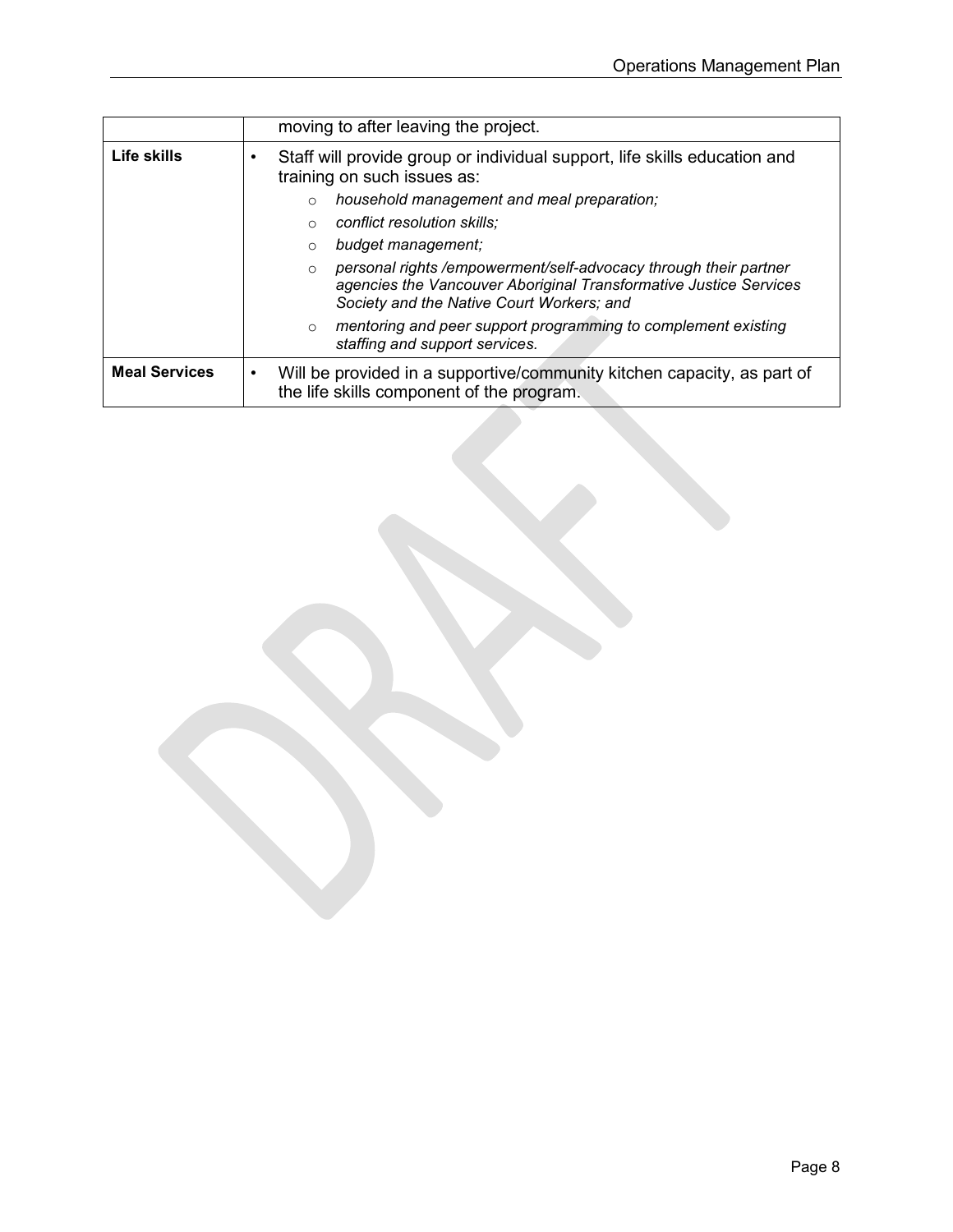| | |
|---|---|
| | moving to after leaving the project. |
| **Life skills** | • Staff will provide group or individual support, life skills education and training on such issues as:<br>○ *household management and meal preparation;*<br>○ *conflict resolution skills;*<br>○ *budget management;*<br>○ *personal rights /empowerment/self-advocacy through their partner agencies the Vancouver Aboriginal Transformative Justice Services Society and the Native Court Workers; and*<br>○ *mentoring and peer support programming to complement existing staffing and support services.* |
| **Meal Services** | • Will be provided in a supportive/community kitchen capacity, as part of the life skills component of the program. |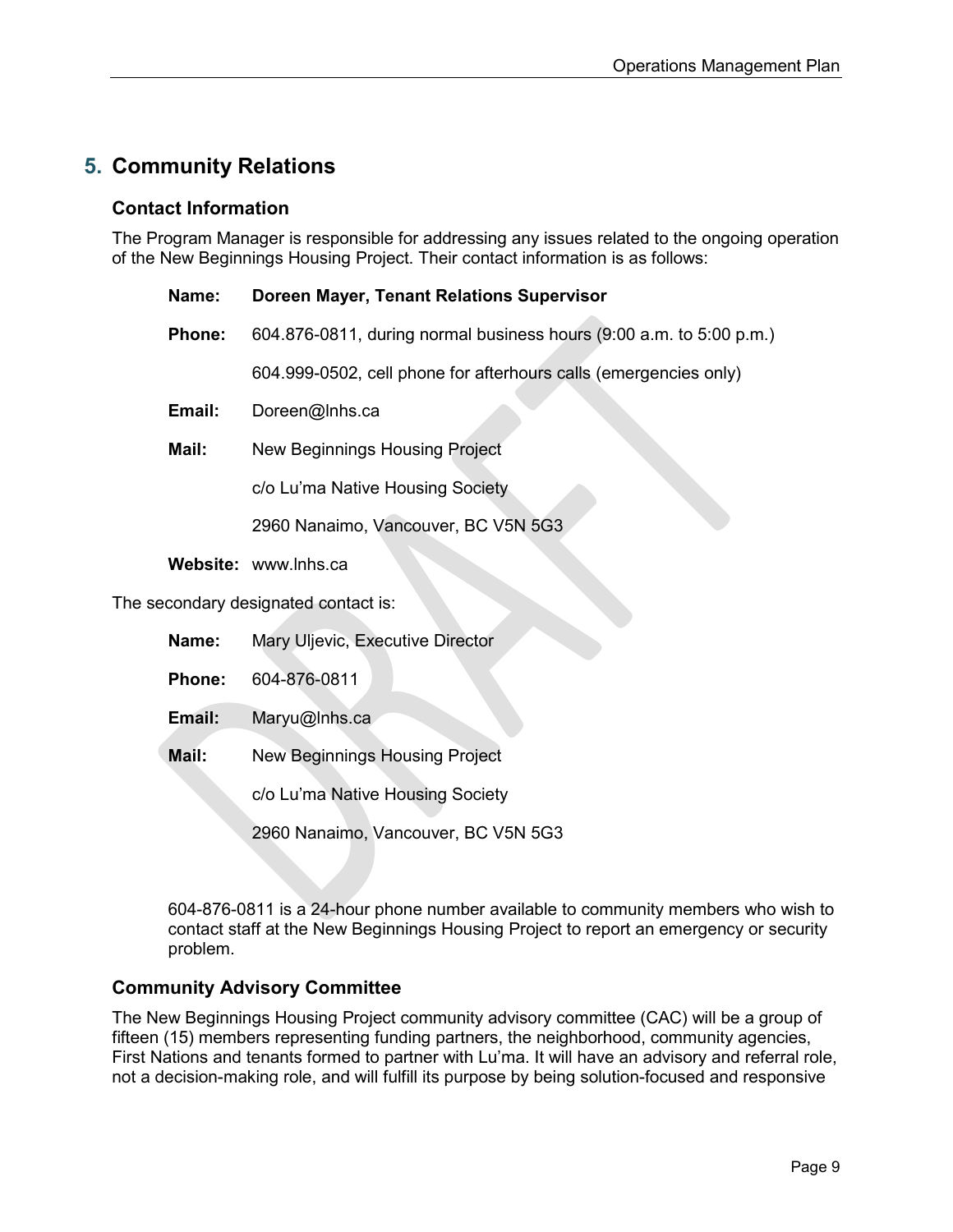## 5. Community Relations

### Contact Information

The Program Manager is responsible for addressing any issues related to the ongoing operation of the New Beginnings Housing Project. Their contact information is as follows:

**Name:** **Doreen Mayer, Tenant Relations Supervisor**

**Phone:** 604.876-0811, during normal business hours (9:00 a.m. to 5:00 p.m.)

604.999-0502, cell phone for afterhours calls (emergencies only)

**Email:** Doreen@lnhs.ca

**Mail:** New Beginnings Housing Project

c/o Lu'ma Native Housing Society

2960 Nanaimo, Vancouver, BC V5N 5G3

**Website:** www.lnhs.ca

The secondary designated contact is:

**Name:** Mary Uljevic, Executive Director

**Phone:** 604-876-0811

**Email:** Maryu@lnhs.ca

**Mail:** New Beginnings Housing Project

c/o Lu'ma Native Housing Society

2960 Nanaimo, Vancouver, BC V5N 5G3

604-876-0811 is a 24-hour phone number available to community members who wish to contact staff at the New Beginnings Housing Project to report an emergency or security problem.

### Community Advisory Committee

The New Beginnings Housing Project community advisory committee (CAC) will be a group of fifteen (15) members representing funding partners, the neighborhood, community agencies, First Nations and tenants formed to partner with Lu'ma. It will have an advisory and referral role, not a decision-making role, and will fulfill its purpose by being solution-focused and responsive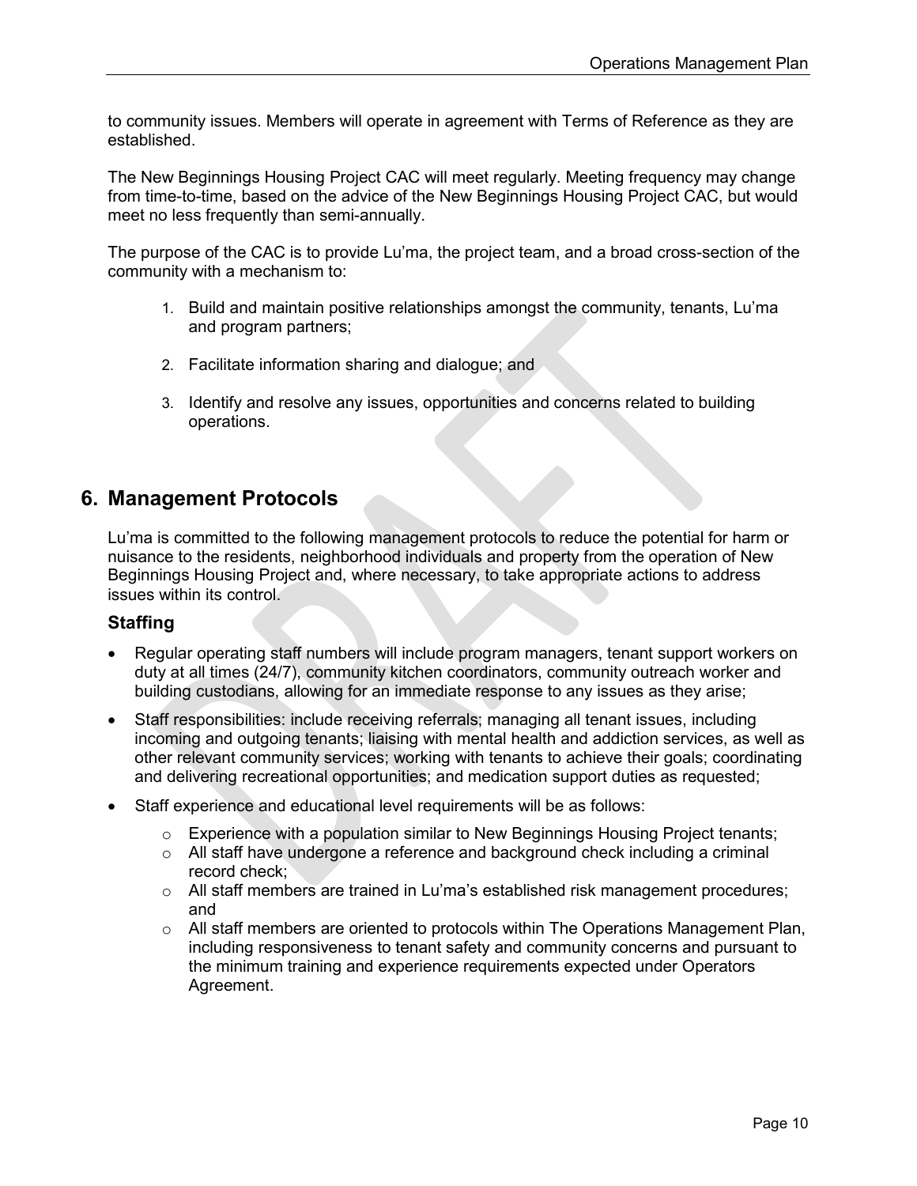to community issues. Members will operate in agreement with Terms of Reference as they are established.

The New Beginnings Housing Project CAC will meet regularly. Meeting frequency may change from time-to-time, based on the advice of the New Beginnings Housing Project CAC, but would meet no less frequently than semi-annually.

The purpose of the CAC is to provide Lu'ma, the project team, and a broad cross-section of the community with a mechanism to:

1. Build and maintain positive relationships amongst the community, tenants, Lu'ma and program partners;

2. Facilitate information sharing and dialogue; and

3. Identify and resolve any issues, opportunities and concerns related to building operations.

## 6. Management Protocols

Lu'ma is committed to the following management protocols to reduce the potential for harm or nuisance to the residents, neighborhood individuals and property from the operation of New Beginnings Housing Project and, where necessary, to take appropriate actions to address issues within its control.

### Staffing

- Regular operating staff numbers will include program managers, tenant support workers on duty at all times (24/7), community kitchen coordinators, community outreach worker and building custodians, allowing for an immediate response to any issues as they arise;
- Staff responsibilities: include receiving referrals; managing all tenant issues, including incoming and outgoing tenants; liaising with mental health and addiction services, as well as other relevant community services; working with tenants to achieve their goals; coordinating and delivering recreational opportunities; and medication support duties as requested;
- Staff experience and educational level requirements will be as follows:
  - Experience with a population similar to New Beginnings Housing Project tenants;
  - All staff have undergone a reference and background check including a criminal record check;
  - All staff members are trained in Lu'ma's established risk management procedures; and
  - All staff members are oriented to protocols within The Operations Management Plan, including responsiveness to tenant safety and community concerns and pursuant to the minimum training and experience requirements expected under Operators Agreement.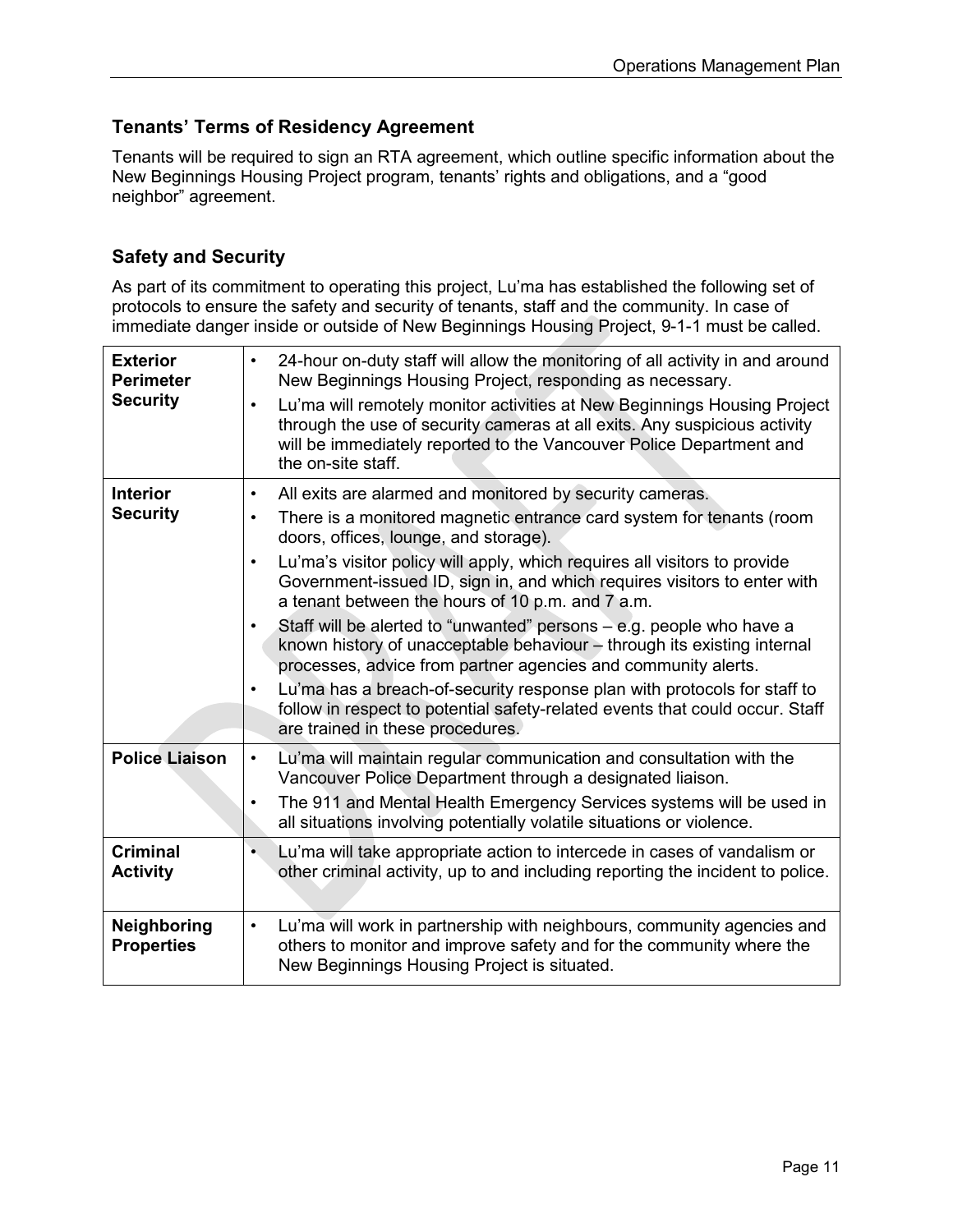## Tenants' Terms of Residency Agreement

Tenants will be required to sign an RTA agreement, which outline specific information about the New Beginnings Housing Project program, tenants' rights and obligations, and a "good neighbor" agreement.

## Safety and Security

As part of its commitment to operating this project, Lu'ma has established the following set of protocols to ensure the safety and security of tenants, staff and the community. In case of immediate danger inside or outside of New Beginnings Housing Project, 9-1-1 must be called.

| | |
|---|---|
| **Exterior Perimeter Security** | • 24-hour on-duty staff will allow the monitoring of all activity in and around New Beginnings Housing Project, responding as necessary.<br>• Lu'ma will remotely monitor activities at New Beginnings Housing Project through the use of security cameras at all exits. Any suspicious activity will be immediately reported to the Vancouver Police Department and the on-site staff. |
| **Interior Security** | • All exits are alarmed and monitored by security cameras.<br>• There is a monitored magnetic entrance card system for tenants (room doors, offices, lounge, and storage).<br>• Lu'ma's visitor policy will apply, which requires all visitors to provide Government-issued ID, sign in, and which requires visitors to enter with a tenant between the hours of 10 p.m. and 7 a.m.<br>• Staff will be alerted to "unwanted" persons – e.g. people who have a known history of unacceptable behaviour – through its existing internal processes, advice from partner agencies and community alerts.<br>• Lu'ma has a breach-of-security response plan with protocols for staff to follow in respect to potential safety-related events that could occur. Staff are trained in these procedures. |
| **Police Liaison** | • Lu'ma will maintain regular communication and consultation with the Vancouver Police Department through a designated liaison.<br>• The 911 and Mental Health Emergency Services systems will be used in all situations involving potentially volatile situations or violence. |
| **Criminal Activity** | • Lu'ma will take appropriate action to intercede in cases of vandalism or other criminal activity, up to and including reporting the incident to police. |
| **Neighboring Properties** | • Lu'ma will work in partnership with neighbours, community agencies and others to monitor and improve safety and for the community where the New Beginnings Housing Project is situated. |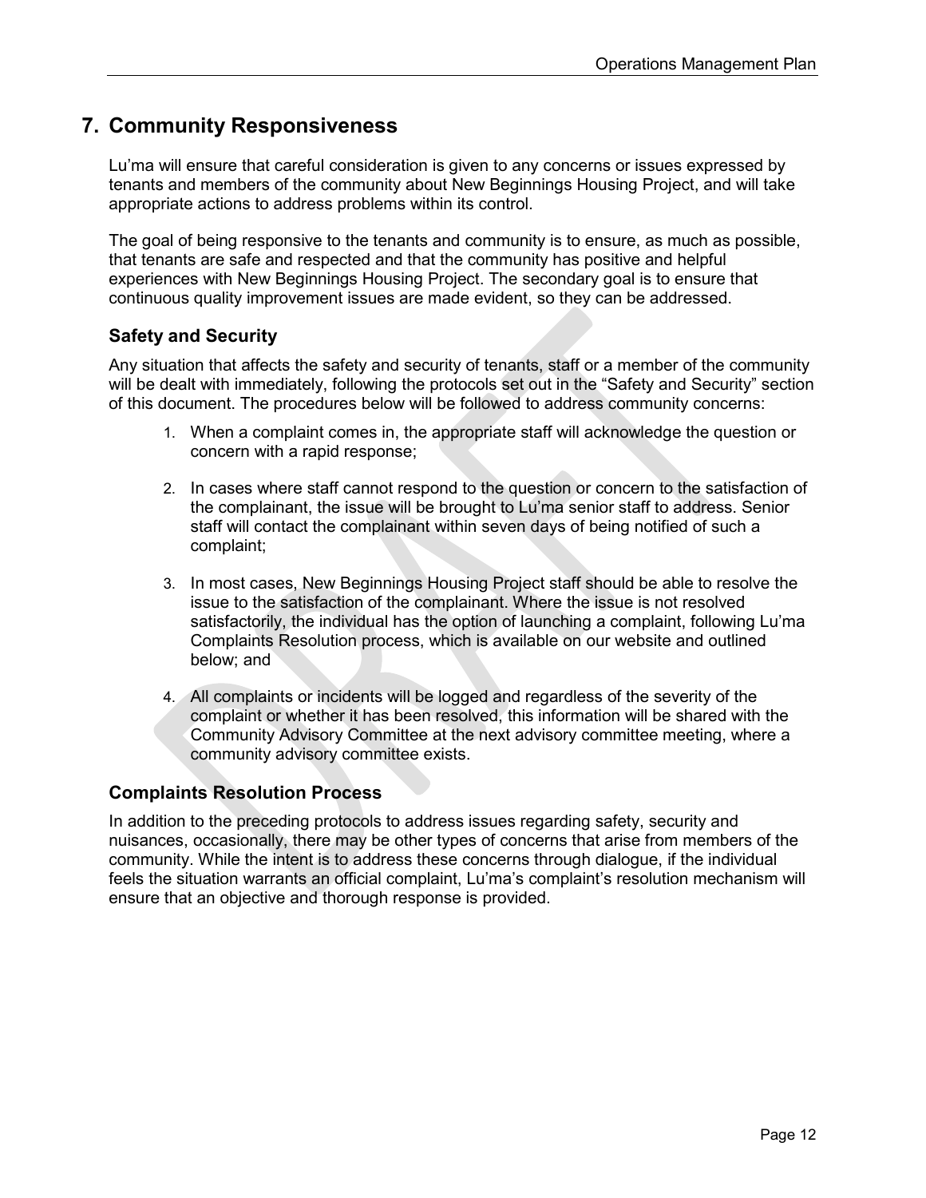## 7. Community Responsiveness

Lu'ma will ensure that careful consideration is given to any concerns or issues expressed by tenants and members of the community about New Beginnings Housing Project, and will take appropriate actions to address problems within its control.

The goal of being responsive to the tenants and community is to ensure, as much as possible, that tenants are safe and respected and that the community has positive and helpful experiences with New Beginnings Housing Project. The secondary goal is to ensure that continuous quality improvement issues are made evident, so they can be addressed.

### Safety and Security

Any situation that affects the safety and security of tenants, staff or a member of the community will be dealt with immediately, following the protocols set out in the "Safety and Security" section of this document. The procedures below will be followed to address community concerns:

1. When a complaint comes in, the appropriate staff will acknowledge the question or concern with a rapid response;

2. In cases where staff cannot respond to the question or concern to the satisfaction of the complainant, the issue will be brought to Lu'ma senior staff to address. Senior staff will contact the complainant within seven days of being notified of such a complaint;

3. In most cases, New Beginnings Housing Project staff should be able to resolve the issue to the satisfaction of the complainant. Where the issue is not resolved satisfactorily, the individual has the option of launching a complaint, following Lu'ma Complaints Resolution process, which is available on our website and outlined below; and

4. All complaints or incidents will be logged and regardless of the severity of the complaint or whether it has been resolved, this information will be shared with the Community Advisory Committee at the next advisory committee meeting, where a community advisory committee exists.

### Complaints Resolution Process

In addition to the preceding protocols to address issues regarding safety, security and nuisances, occasionally, there may be other types of concerns that arise from members of the community. While the intent is to address these concerns through dialogue, if the individual feels the situation warrants an official complaint, Lu'ma's complaint's resolution mechanism will ensure that an objective and thorough response is provided.